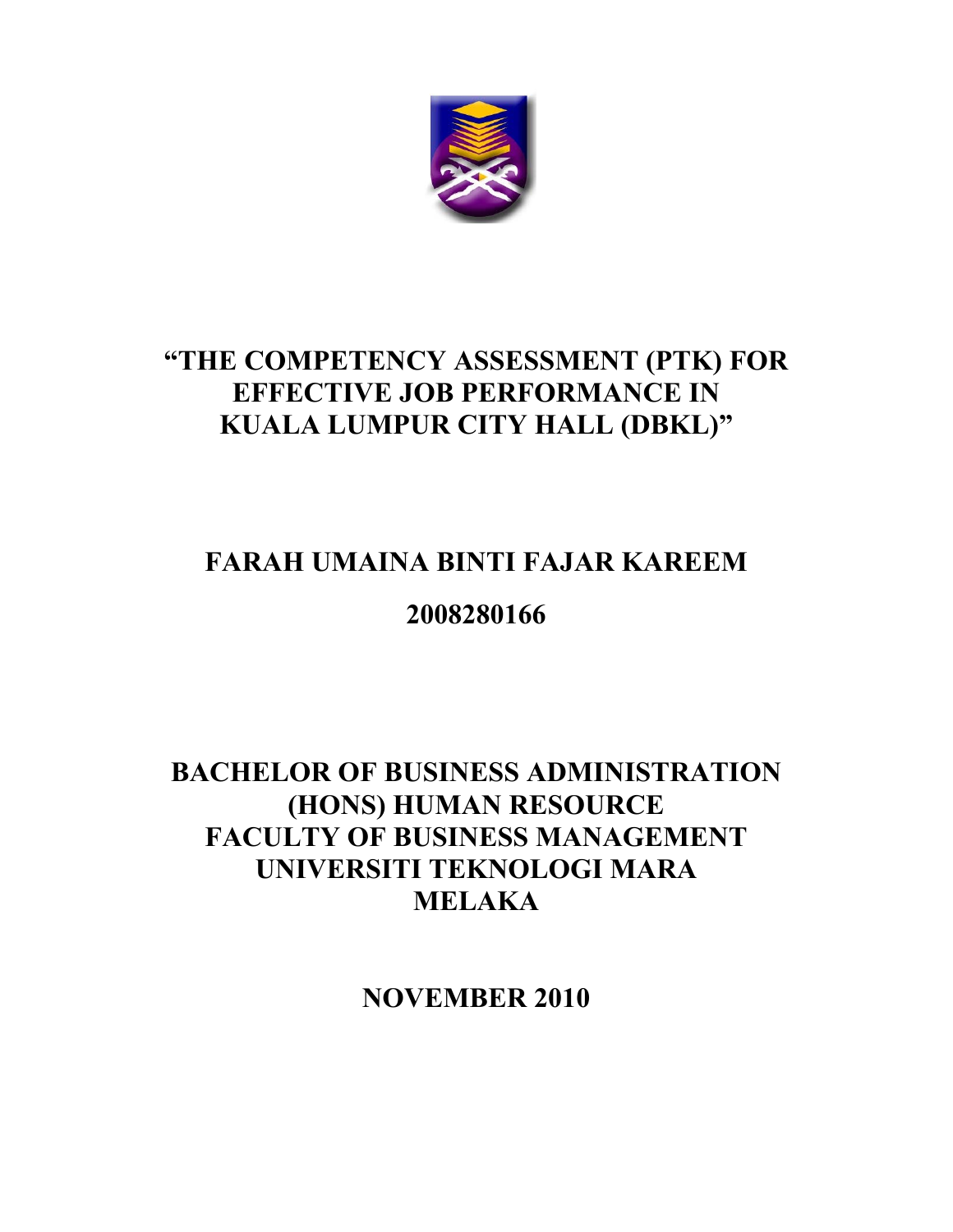# "THE COMPETENCY ASSESSMENT (PTK) FOR EFFECTIVE JOB PERFORMANCE IN KUALA LUMPUR CITY HALL (DBKL)"

**FARAH UMAINA BINTI FAJAR KAREEM**

**2008280166**

**BACHELOR OF BUSINESS ADMINISTRATION (HONS) HUMAN RESOURCE**
**FACULTY OF BUSINESS MANAGEMENT**
**UNIVERSITI TEKNOLOGI MARA**
**MELAKA**

**NOVEMBER 2010**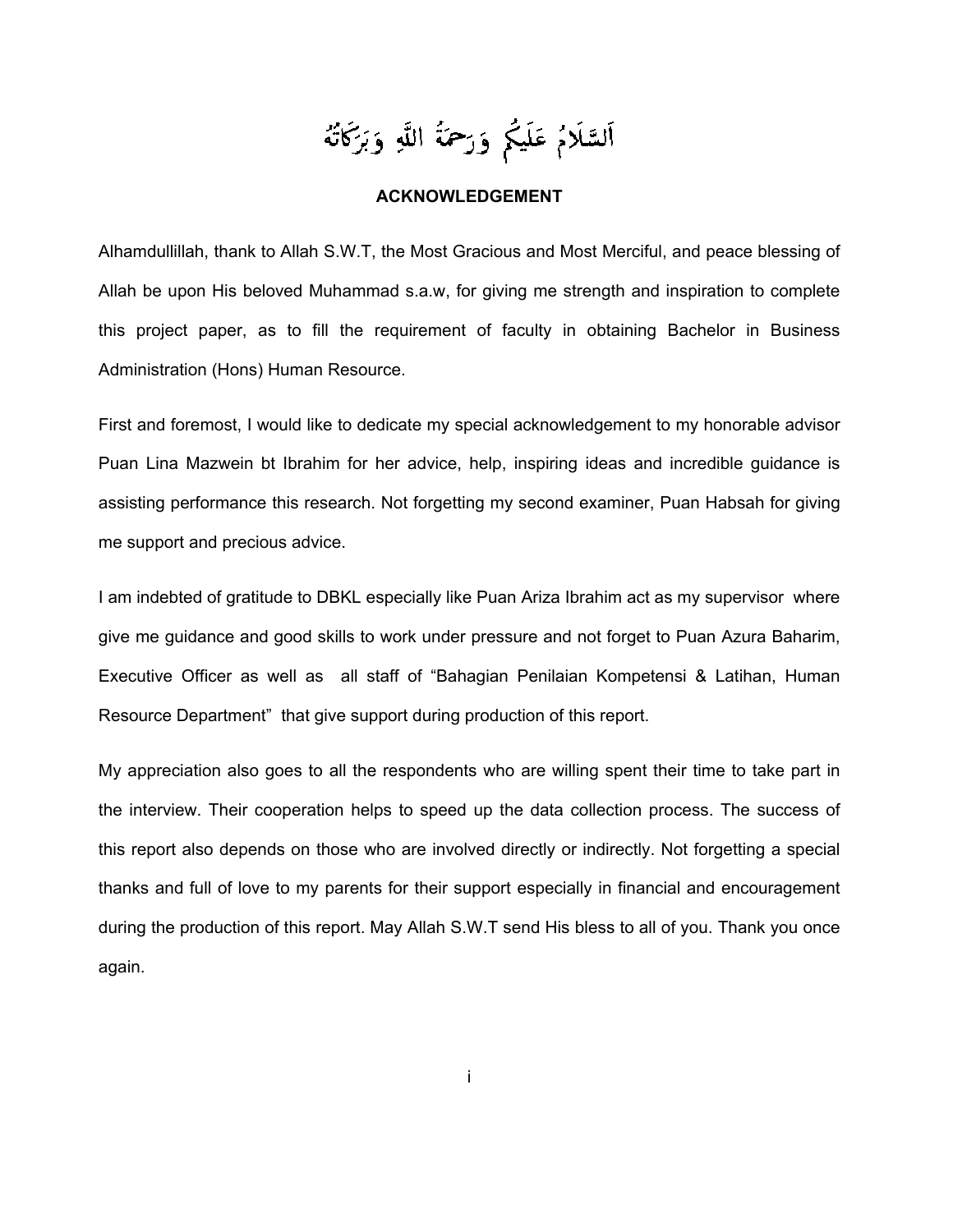اَلسَّلَامُ عَلَيْكُمْ وَرَحْمَةُ اللّٰهِ وَبَرَكَاتُهُ

## ACKNOWLEDGEMENT

Alhamdullillah, thank to Allah S.W.T, the Most Gracious and Most Merciful, and peace blessing of Allah be upon His beloved Muhammad s.a.w, for giving me strength and inspiration to complete this project paper, as to fill the requirement of faculty in obtaining Bachelor in Business Administration (Hons) Human Resource.

First and foremost, I would like to dedicate my special acknowledgement to my honorable advisor Puan Lina Mazwein bt Ibrahim for her advice, help, inspiring ideas and incredible guidance is assisting performance this research. Not forgetting my second examiner, Puan Habsah for giving me support and precious advice.

I am indebted of gratitude to DBKL especially like Puan Ariza Ibrahim act as my supervisor where give me guidance and good skills to work under pressure and not forget to Puan Azura Baharim, Executive Officer as well as all staff of "Bahagian Penilaian Kompetensi & Latihan, Human Resource Department" that give support during production of this report.

My appreciation also goes to all the respondents who are willing spent their time to take part in the interview. Their cooperation helps to speed up the data collection process. The success of this report also depends on those who are involved directly or indirectly. Not forgetting a special thanks and full of love to my parents for their support especially in financial and encouragement during the production of this report. May Allah S.W.T send His bless to all of you. Thank you once again.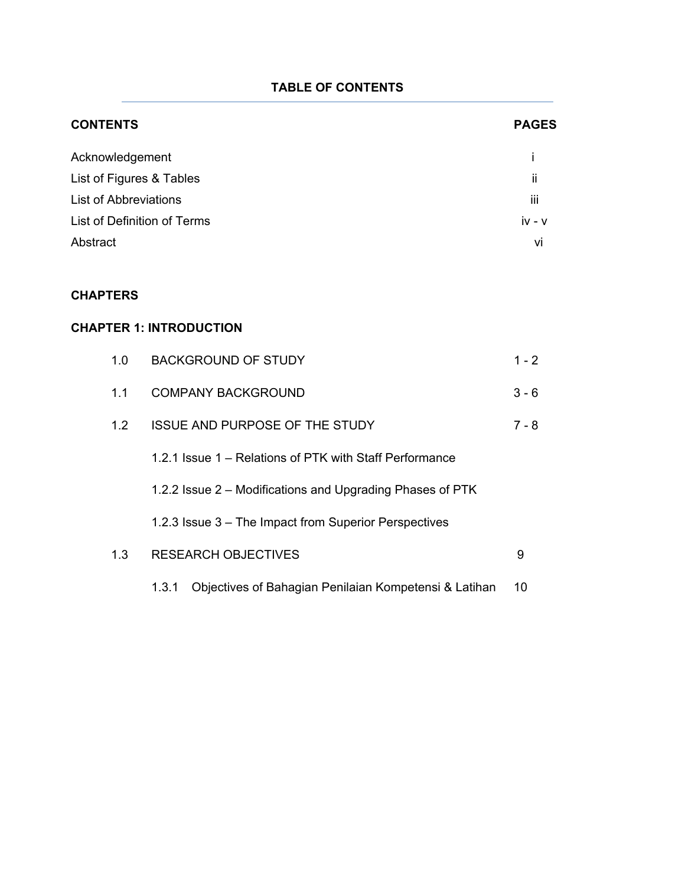# TABLE OF CONTENTS

| CONTENTS | PAGES |
| --- | --- |
| Acknowledgement | i |
| List of Figures & Tables | ii |
| List of Abbreviations | iii |
| List of Definition of Terms | iv - v |
| Abstract | vi |

**CHAPTERS**

**CHAPTER 1: INTRODUCTION**

| | | |
| --- | --- | --- |
| 1.0 | BACKGROUND OF STUDY | 1 - 2 |
| 1.1 | COMPANY BACKGROUND | 3 - 6 |
| 1.2 | ISSUE AND PURPOSE OF THE STUDY | 7 - 8 |
| | 1.2.1 Issue 1 – Relations of PTK with Staff Performance | |
| | 1.2.2 Issue 2 – Modifications and Upgrading Phases of PTK | |
| | 1.2.3 Issue 3 – The Impact from Superior Perspectives | |
| 1.3 | RESEARCH OBJECTIVES | 9 |
| | 1.3.1 Objectives of Bahagian Penilaian Kompetensi & Latihan | 10 |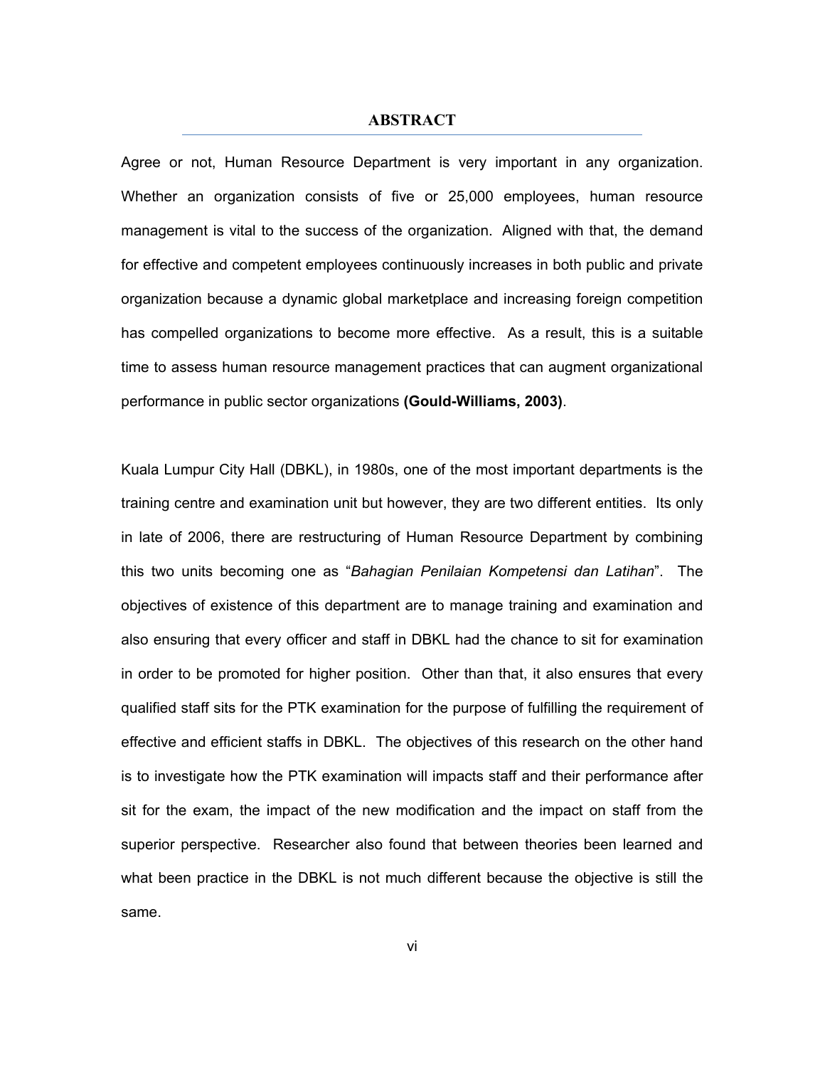# ABSTRACT

Agree or not, Human Resource Department is very important in any organization. Whether an organization consists of five or 25,000 employees, human resource management is vital to the success of the organization. Aligned with that, the demand for effective and competent employees continuously increases in both public and private organization because a dynamic global marketplace and increasing foreign competition has compelled organizations to become more effective. As a result, this is a suitable time to assess human resource management practices that can augment organizational performance in public sector organizations **(Gould-Williams, 2003)**.

Kuala Lumpur City Hall (DBKL), in 1980s, one of the most important departments is the training centre and examination unit but however, they are two different entities. Its only in late of 2006, there are restructuring of Human Resource Department by combining this two units becoming one as "*Bahagian Penilaian Kompetensi dan Latihan*". The objectives of existence of this department are to manage training and examination and also ensuring that every officer and staff in DBKL had the chance to sit for examination in order to be promoted for higher position. Other than that, it also ensures that every qualified staff sits for the PTK examination for the purpose of fulfilling the requirement of effective and efficient staffs in DBKL. The objectives of this research on the other hand is to investigate how the PTK examination will impacts staff and their performance after sit for the exam, the impact of the new modification and the impact on staff from the superior perspective. Researcher also found that between theories been learned and what been practice in the DBKL is not much different because the objective is still the same.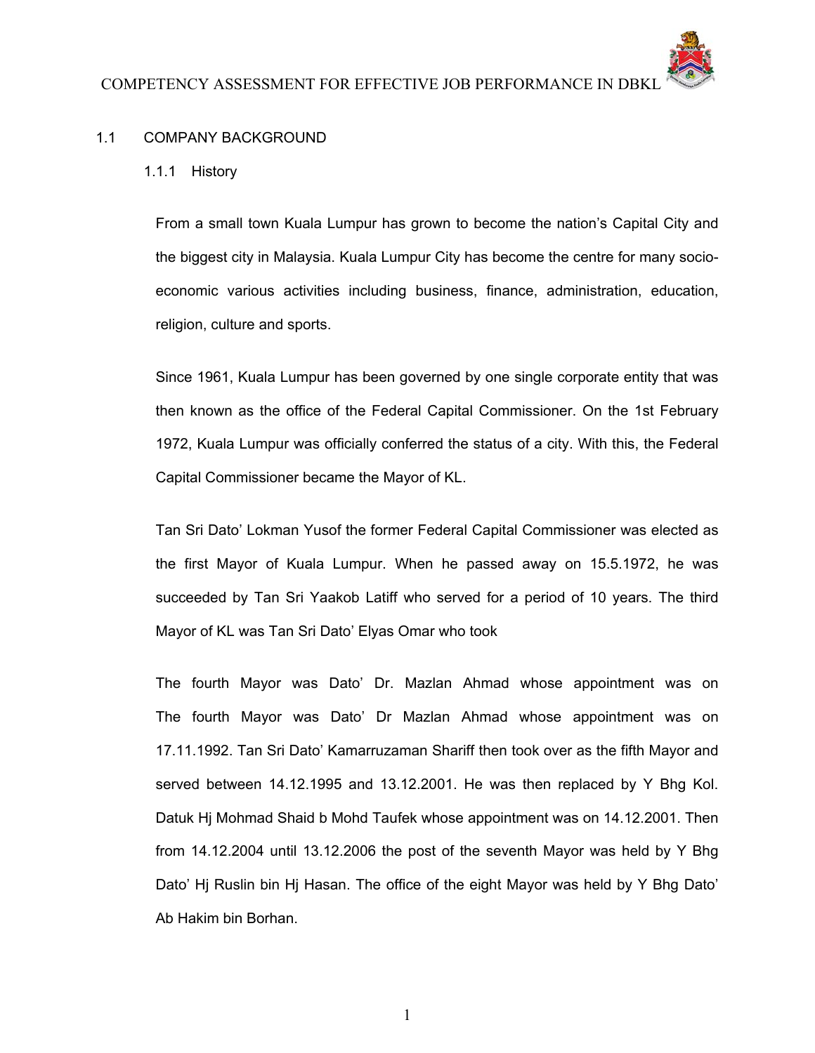## 1.1 COMPANY BACKGROUND

### 1.1.1 History

From a small town Kuala Lumpur has grown to become the nation's Capital City and the biggest city in Malaysia. Kuala Lumpur City has become the centre for many socio-economic various activities including business, finance, administration, education, religion, culture and sports.

Since 1961, Kuala Lumpur has been governed by one single corporate entity that was then known as the office of the Federal Capital Commissioner. On the 1st February 1972, Kuala Lumpur was officially conferred the status of a city. With this, the Federal Capital Commissioner became the Mayor of KL.

Tan Sri Dato' Lokman Yusof the former Federal Capital Commissioner was elected as the first Mayor of Kuala Lumpur. When he passed away on 15.5.1972, he was succeeded by Tan Sri Yaakob Latiff who served for a period of 10 years. The third Mayor of KL was Tan Sri Dato' Elyas Omar who took

The fourth Mayor was Dato' Dr. Mazlan Ahmad whose appointment was on The fourth Mayor was Dato' Dr Mazlan Ahmad whose appointment was on 17.11.1992. Tan Sri Dato' Kamarruzaman Shariff then took over as the fifth Mayor and served between 14.12.1995 and 13.12.2001. He was then replaced by Y Bhg Kol. Datuk Hj Mohmad Shaid b Mohd Taufek whose appointment was on 14.12.2001. Then from 14.12.2004 until 13.12.2006 the post of the seventh Mayor was held by Y Bhg Dato' Hj Ruslin bin Hj Hasan. The office of the eight Mayor was held by Y Bhg Dato' Ab Hakim bin Borhan.